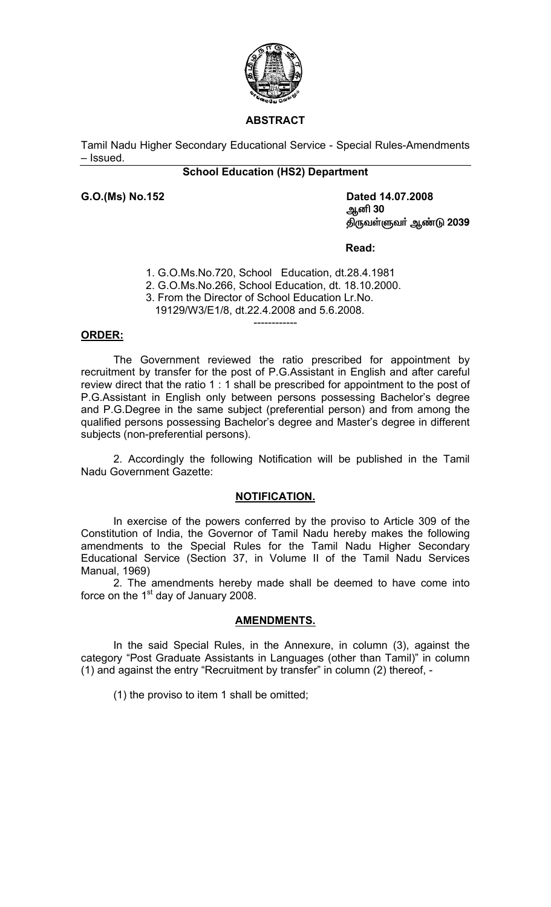## ABSTRACT

Tamil Nadu Higher Secondary Educational Service - Special Rules-Amendments – Issued.

**School Education (HS2) Department**

**G.O.(Ms) No.152** **Dated 14.07.2008**
**ஆனி 30**
**திருவள்ளுவர் ஆண்டு 2039**

**Read:**

1. G.O.Ms.No.720, School Education, dt.28.4.1981
2. G.O.Ms.No.266, School Education, dt. 18.10.2000.
3. From the Director of School Education Lr.No. 19129/W3/E1/8, dt.22.4.2008 and 5.6.2008.

------------

**ORDER:**

The Government reviewed the ratio prescribed for appointment by recruitment by transfer for the post of P.G.Assistant in English and after careful review direct that the ratio 1 : 1 shall be prescribed for appointment to the post of P.G.Assistant in English only between persons possessing Bachelor's degree and P.G.Degree in the same subject (preferential person) and from among the qualified persons possessing Bachelor's degree and Master's degree in different subjects (non-preferential persons).

2. Accordingly the following Notification will be published in the Tamil Nadu Government Gazette:

### NOTIFICATION.

In exercise of the powers conferred by the proviso to Article 309 of the Constitution of India, the Governor of Tamil Nadu hereby makes the following amendments to the Special Rules for the Tamil Nadu Higher Secondary Educational Service (Section 37, in Volume II of the Tamil Nadu Services Manual, 1969)

2. The amendments hereby made shall be deemed to have come into force on the 1st day of January 2008.

### AMENDMENTS.

In the said Special Rules, in the Annexure, in column (3), against the category "Post Graduate Assistants in Languages (other than Tamil)" in column (1) and against the entry "Recruitment by transfer" in column (2) thereof, -

(1) the proviso to item 1 shall be omitted;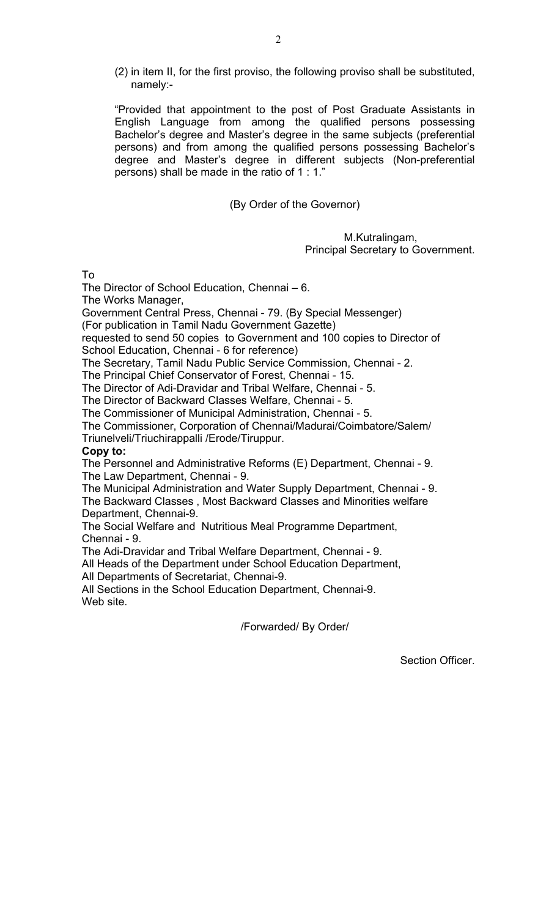(2) in item II, for the first proviso, the following proviso shall be substituted, namely:-

"Provided that appointment to the post of Post Graduate Assistants in English Language from among the qualified persons possessing Bachelor's degree and Master's degree in the same subjects (preferential persons) and from among the qualified persons possessing Bachelor's degree and Master's degree in different subjects (Non-preferential persons) shall be made in the ratio of 1 : 1."

(By Order of the Governor)

M.Kutralingam,
Principal Secretary to Government.

To
The Director of School Education, Chennai – 6.
The Works Manager,
Government Central Press, Chennai - 79. (By Special Messenger)
(For publication in Tamil Nadu Government Gazette)
requested to send 50 copies to Government and 100 copies to Director of School Education, Chennai - 6 for reference)
The Secretary, Tamil Nadu Public Service Commission, Chennai - 2.
The Principal Chief Conservator of Forest, Chennai - 15.
The Director of Adi-Dravidar and Tribal Welfare, Chennai - 5.
The Director of Backward Classes Welfare, Chennai - 5.
The Commissioner of Municipal Administration, Chennai - 5.
The Commissioner, Corporation of Chennai/Madurai/Coimbatore/Salem/ Triunelveli/Triuchirappalli /Erode/Tiruppur.

**Copy to:**
The Personnel and Administrative Reforms (E) Department, Chennai - 9.
The Law Department, Chennai - 9.
The Municipal Administration and Water Supply Department, Chennai - 9.
The Backward Classes , Most Backward Classes and Minorities welfare Department, Chennai-9.
The Social Welfare and Nutritious Meal Programme Department, Chennai - 9.
The Adi-Dravidar and Tribal Welfare Department, Chennai - 9.
All Heads of the Department under School Education Department,
All Departments of Secretariat, Chennai-9.
All Sections in the School Education Department, Chennai-9.
Web site.

/Forwarded/ By Order/

Section Officer.